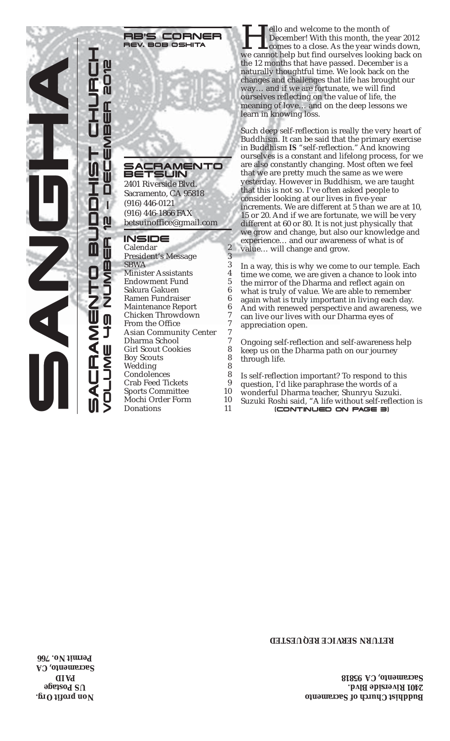# SANGHA

## SACRAMENTO BUDDHIST CHURCH
## VOLUME 49 NUMBER 12 – DECEMBER 2012

### RB'S CORNER
**REV. BOB OSHITA**

### SACRAMENTO BETSUIN
2401 Riverside Blvd.
Sacramento, CA 95818
(916) 446-0121
(916) 446-1866 FAX
betsuinoffice@gmail.com

### INSIDE

| | |
|---|---|
| Calendar | 2 |
| President's Message | 3 |
| SBWA | 3 |
| Minister Assistants | 4 |
| Endowment Fund | 5 |
| Sakura Gakuen | 6 |
| Ramen Fundraiser | 6 |
| Maintenance Report | 6 |
| Chicken Throwdown | 7 |
| From the Office | 7 |
| Asian Community Center | 7 |
| Dharma School | 7 |
| Girl Scout Cookies | 8 |
| Boy Scouts | 8 |
| Wedding | 8 |
| Condolences | 8 |
| Crab Feed Tickets | 9 |
| Sports Committee | 10 |
| Mochi Order Form | 10 |
| Donations | 11 |

Hello and welcome to the month of December! With this month, the year 2012 comes to a close. As the year winds down, we cannot help but find ourselves looking back on the 12 months that have passed. December is a naturally thoughtful time. We look back on the changes and challenges that life has brought our way… and if we are fortunate, we will find ourselves reflecting on the value of life, the meaning of love… and on the deep lessons we learn in knowing loss.

Such deep self-reflection is really the very heart of Buddhism. It can be said that the primary exercise in Buddhism **IS** "self-reflection." And knowing ourselves is a constant and lifelong process, for we are also constantly changing. Most often we feel that we are pretty much the same as we were yesterday. However in Buddhism, we are taught that this is not so. I've often asked people to consider looking at our lives in five-year increments. We are different at 5 than we are at 10, 15 or 20. And if we are fortunate, we will be very different at 60 or 80. It is not just physically that we grow and change, but also our knowledge and experience… and our awareness of what is of value… will change and grow.

In a way, this is why we come to our temple. Each time we come, we are given a chance to look into the mirror of the Dharma and reflect again on what is truly of value. We are able to remember again what is truly important in living each day. And with renewed perspective and awareness, we can live our lives with our Dharma eyes of appreciation open.

Ongoing self-reflection and self-awareness help keep us on the Dharma path on our journey through life.

Is self-reflection important? To respond to this question, I'd like paraphrase the words of a wonderful Dharma teacher, Shunryu Suzuki. Suzuki Roshi said, "A life without self-reflection is

(CONTINUED ON PAGE 3)

**RETURN SERVICE REQUESTED**

**Buddhist Church of Sacramento**
**2401 Riverside Blvd.**
**Sacramento, CA 95818**

**Non profit Org.**
**US Postage**
**PAID**
**Sacramento, CA**
**Permit No. 766**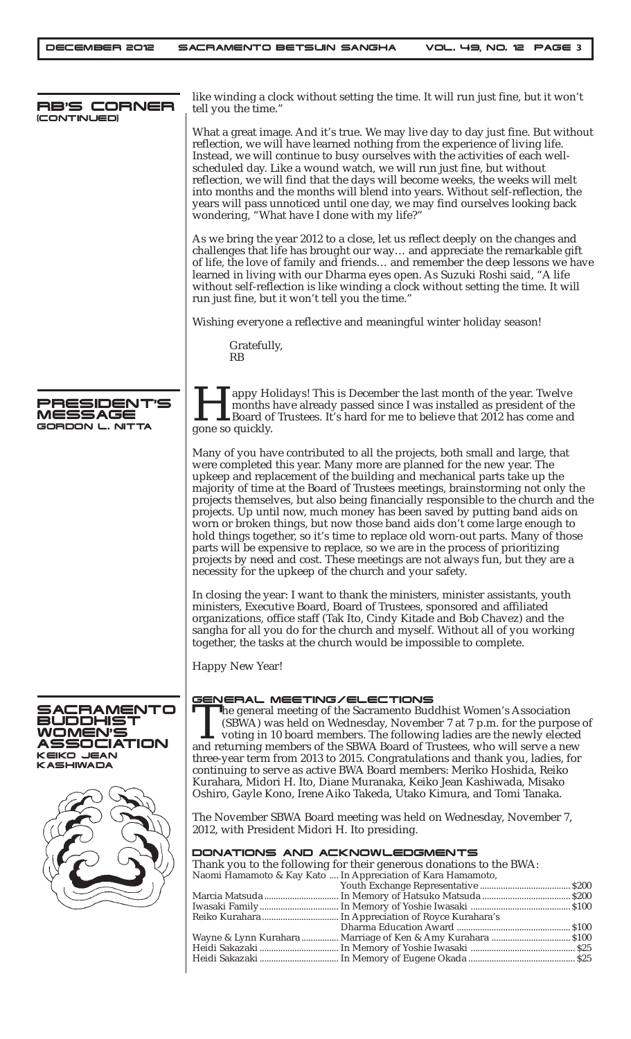## RB'S CORNER (CONTINUED)

like winding a clock without setting the time. It will run just fine, but it won't tell you the time."

What a great image. And it's true. We may live day to day just fine. But without reflection, we will have learned nothing from the experience of living life. Instead, we will continue to busy ourselves with the activities of each well-scheduled day. Like a wound watch, we will run just fine, but without reflection, we will find that the days will become weeks, the weeks will melt into months and the months will blend into years. Without self-reflection, the years will pass unnoticed until one day, we may find ourselves looking back wondering, "What have I done with my life?"

As we bring the year 2012 to a close, let us reflect deeply on the changes and challenges that life has brought our way… and appreciate the remarkable gift of life, the love of family and friends… and remember the deep lessons we have learned in living with our Dharma eyes open. As Suzuki Roshi said, "A life without self-reflection is like winding a clock without setting the time. It will run just fine, but it won't tell you the time."

Wishing everyone a reflective and meaningful winter holiday season!

Gratefully,
RB

## PRESIDENT'S MESSAGE
### GORDON L. NITTA

Happy Holidays! This is December the last month of the year. Twelve months have already passed since I was installed as president of the Board of Trustees. It's hard for me to believe that 2012 has come and gone so quickly.

Many of you have contributed to all the projects, both small and large, that were completed this year. Many more are planned for the new year. The upkeep and replacement of the building and mechanical parts take up the majority of time at the Board of Trustees meetings, brainstorming not only the projects themselves, but also being financially responsible to the church and the projects. Up until now, much money has been saved by putting band aids on worn or broken things, but now those band aids don't come large enough to hold things together, so it's time to replace old worn-out parts. Many of those parts will be expensive to replace, so we are in the process of prioritizing projects by need and cost. These meetings are not always fun, but they are a necessity for the upkeep of the church and your safety.

In closing the year: I want to thank the ministers, minister assistants, youth ministers, Executive Board, Board of Trustees, sponsored and affiliated organizations, office staff (Tak Ito, Cindy Kitade and Bob Chavez) and the sangha for all you do for the church and myself. Without all of you working together, the tasks at the church would be impossible to complete.

Happy New Year!

## SACRAMENTO BUDDHIST WOMEN'S ASSOCIATION
### KEIKO JEAN KASHIWADA

### GENERAL MEETING/ELECTIONS

The general meeting of the Sacramento Buddhist Women's Association (SBWA) was held on Wednesday, November 7 at 7 p.m. for the purpose of voting in 10 board members. The following ladies are the newly elected and returning members of the SBWA Board of Trustees, who will serve a new three-year term from 2013 to 2015. Congratulations and thank you, ladies, for continuing to serve as active BWA Board members: Meriko Hoshida, Reiko Kurahara, Midori H. Ito, Diane Muranaka, Keiko Jean Kashiwada, Misako Oshiro, Gayle Kono, Irene Aiko Takeda, Utako Kimura, and Tomi Tanaka.

The November SBWA Board meeting was held on Wednesday, November 7, 2012, with President Midori H. Ito presiding.

### DONATIONS AND ACKNOWLEDGMENTS

Thank you to the following for their generous donations to the BWA:

| | | |
|---|---|---|
| Naomi Hamamoto & Kay Kato | In Appreciation of Kara Hamamoto, Youth Exchange Representative | $200 |
| Marcia Matsuda | In Memory of Hatsuko Matsuda | $200 |
| Iwasaki Family | In Memory of Yoshie Iwasaki | $100 |
| Reiko Kurahara | In Appreciation of Royce Kurahara's Dharma Education Award | $100 |
| Wayne & Lynn Kurahara | Marriage of Ken & Amy Kurahara | $100 |
| Heidi Sakazaki | In Memory of Yoshie Iwasaki | $25 |
| Heidi Sakazaki | In Memory of Eugene Okada | $25 |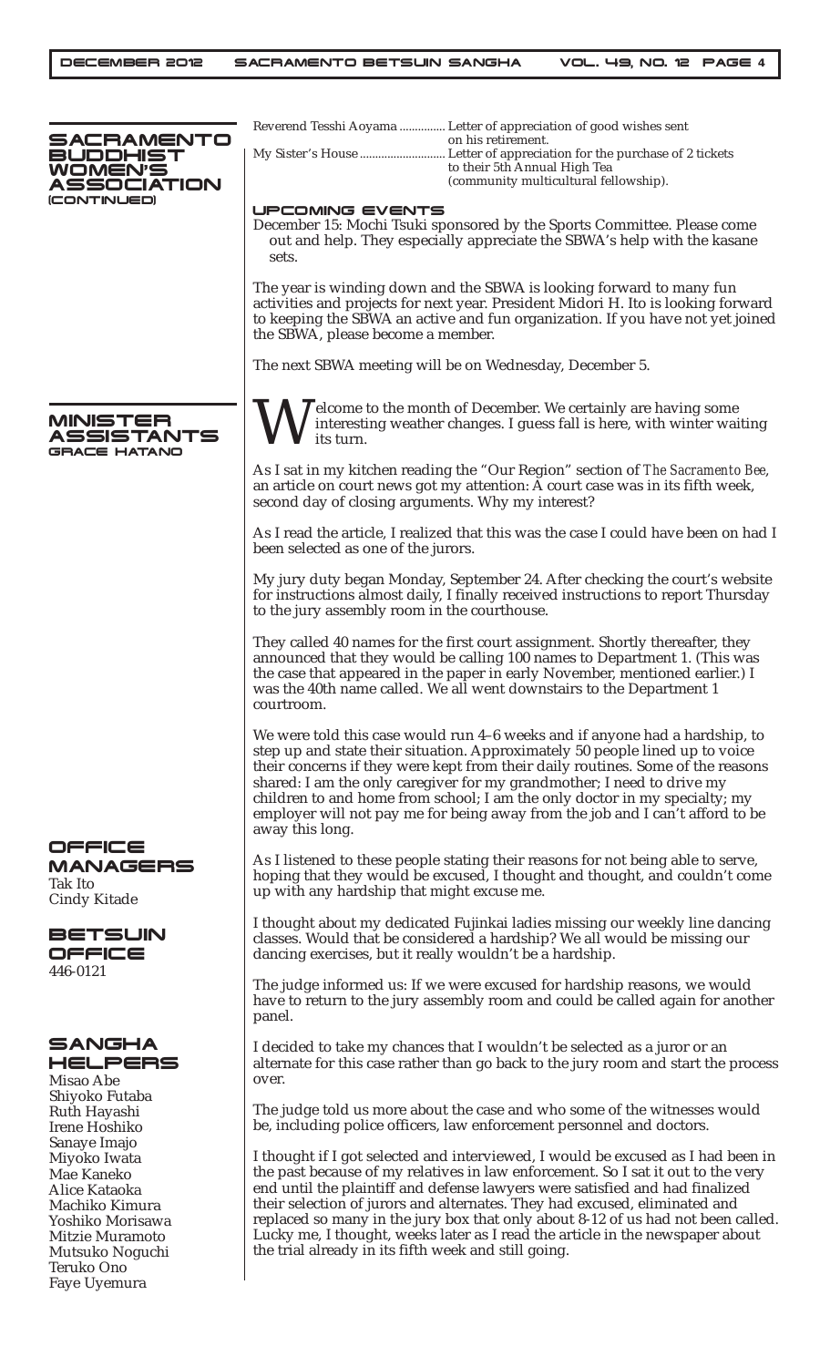## SACRAMENTO BUDDHIST WOMEN'S ASSOCIATION (CONTINUED)

Reverend Tesshi Aoyama .............. Letter of appreciation of good wishes sent on his retirement.

My Sister's House .......................... Letter of appreciation for the purchase of 2 tickets to their 5th Annual High Tea (community multicultural fellowship).

### UPCOMING EVENTS

December 15: Mochi Tsuki sponsored by the Sports Committee. Please come out and help. They especially appreciate the SBWA's help with the kasane sets.

The year is winding down and the SBWA is looking forward to many fun activities and projects for next year. President Midori H. Ito is looking forward to keeping the SBWA an active and fun organization. If you have not yet joined the SBWA, please become a member.

The next SBWA meeting will be on Wednesday, December 5.

## MINISTER ASSISTANTS

### GRACE HATANO

Welcome to the month of December. We certainly are having some interesting weather changes. I guess fall is here, with winter waiting its turn.

As I sat in my kitchen reading the "Our Region" section of *The Sacramento Bee*, an article on court news got my attention: A court case was in its fifth week, second day of closing arguments. Why my interest?

As I read the article, I realized that this was the case I could have been on had I been selected as one of the jurors.

My jury duty began Monday, September 24. After checking the court's website for instructions almost daily, I finally received instructions to report Thursday to the jury assembly room in the courthouse.

They called 40 names for the first court assignment. Shortly thereafter, they announced that they would be calling 100 names to Department 1. (This was the case that appeared in the paper in early November, mentioned earlier.) I was the 40th name called. We all went downstairs to the Department 1 courtroom.

We were told this case would run 4–6 weeks and if anyone had a hardship, to step up and state their situation. Approximately 50 people lined up to voice their concerns if they were kept from their daily routines. Some of the reasons shared: I am the only caregiver for my grandmother; I need to drive my children to and home from school; I am the only doctor in my specialty; my employer will not pay me for being away from the job and I can't afford to be away this long.

As I listened to these people stating their reasons for not being able to serve, hoping that they would be excused, I thought and thought, and couldn't come up with any hardship that might excuse me.

I thought about my dedicated Fujinkai ladies missing our weekly line dancing classes. Would that be considered a hardship? We all would be missing our dancing exercises, but it really wouldn't be a hardship.

The judge informed us: If we were excused for hardship reasons, we would have to return to the jury assembly room and could be called again for another panel.

I decided to take my chances that I wouldn't be selected as a juror or an alternate for this case rather than go back to the jury room and start the process over.

The judge told us more about the case and who some of the witnesses would be, including police officers, law enforcement personnel and doctors.

I thought if I got selected and interviewed, I would be excused as I had been in the past because of my relatives in law enforcement. So I sat it out to the very end until the plaintiff and defense lawyers were satisfied and had finalized their selection of jurors and alternates. They had excused, eliminated and replaced so many in the jury box that only about 8-12 of us had not been called. Lucky me, I thought, weeks later as I read the article in the newspaper about the trial already in its fifth week and still going.

## OFFICE MANAGERS

Tak Ito
Cindy Kitade

## BETSUIN OFFICE

446-0121

## SANGHA HELPERS

Misao Abe
Shiyoko Futaba
Ruth Hayashi
Irene Hoshiko
Sanaye Imajo
Miyoko Iwata
Mae Kaneko
Alice Kataoka
Machiko Kimura
Yoshiko Morisawa
Mitzie Muramoto
Mutsuko Noguchi
Teruko Ono
Faye Uyemura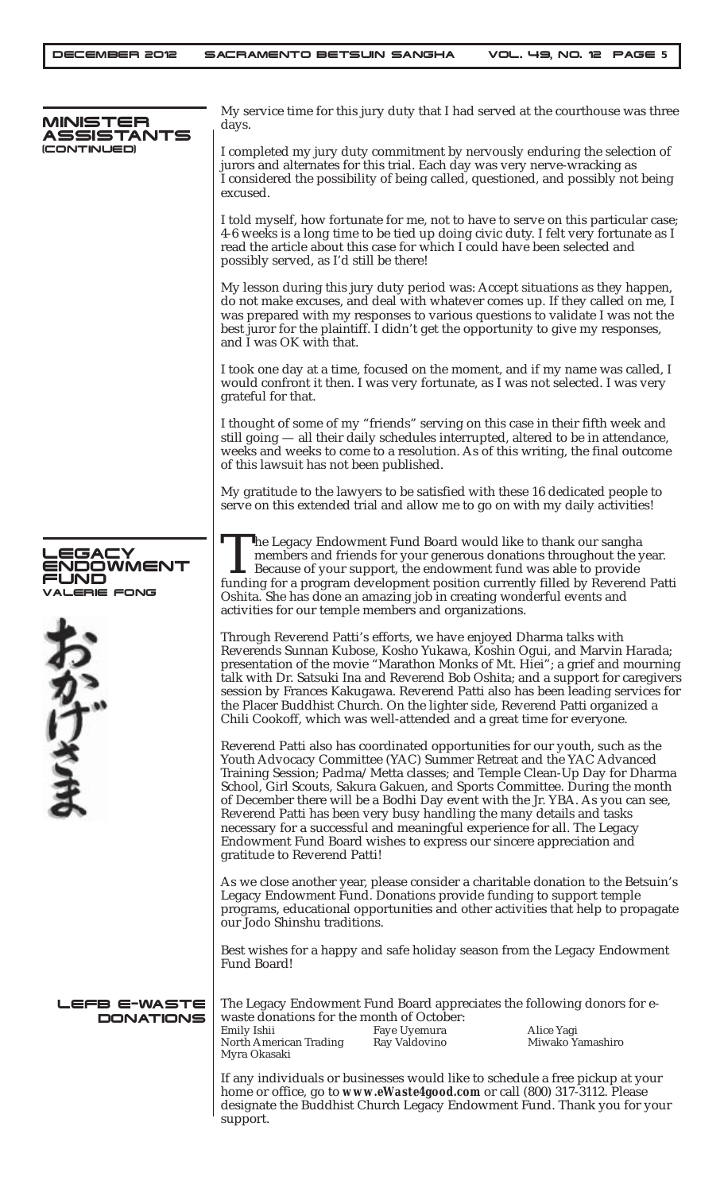## MINISTER ASSISTANTS (CONTINUED)

My service time for this jury duty that I had served at the courthouse was three days.

I completed my jury duty commitment by nervously enduring the selection of jurors and alternates for this trial. Each day was very nerve-wracking as I considered the possibility of being called, questioned, and possibly not being excused.

I told myself, how fortunate for me, not to have to serve on this particular case; 4-6 weeks is a long time to be tied up doing civic duty. I felt very fortunate as I read the article about this case for which I could have been selected and possibly served, as I'd still be there!

My lesson during this jury duty period was: Accept situations as they happen, do not make excuses, and deal with whatever comes up. If they called on me, I was prepared with my responses to various questions to validate I was not the best juror for the plaintiff. I didn't get the opportunity to give my responses, and I was OK with that.

I took one day at a time, focused on the moment, and if my name was called, I would confront it then. I was very fortunate, as I was not selected. I was very grateful for that.

I thought of some of my "friends" serving on this case in their fifth week and still going — all their daily schedules interrupted, altered to be in attendance, weeks and weeks to come to a resolution. As of this writing, the final outcome of this lawsuit has not been published.

My gratitude to the lawyers to be satisfied with these 16 dedicated people to serve on this extended trial and allow me to go on with my daily activities!

## LEGACY ENDOWMENT FUND

VALERIE FONG

おかげさま

The Legacy Endowment Fund Board would like to thank our sangha members and friends for your generous donations throughout the year. Because of your support, the endowment fund was able to provide funding for a program development position currently filled by Reverend Patti Oshita. She has done an amazing job in creating wonderful events and activities for our temple members and organizations.

Through Reverend Patti's efforts, we have enjoyed Dharma talks with Reverends Sunnan Kubose, Kosho Yukawa, Koshin Ogui, and Marvin Harada; presentation of the movie "Marathon Monks of Mt. Hiei"; a grief and mourning talk with Dr. Satsuki Ina and Reverend Bob Oshita; and a support for caregivers session by Frances Kakugawa. Reverend Patti also has been leading services for the Placer Buddhist Church. On the lighter side, Reverend Patti organized a Chili Cookoff, which was well-attended and a great time for everyone.

Reverend Patti also has coordinated opportunities for our youth, such as the Youth Advocacy Committee (YAC) Summer Retreat and the YAC Advanced Training Session; Padma/Metta classes; and Temple Clean-Up Day for Dharma School, Girl Scouts, Sakura Gakuen, and Sports Committee. During the month of December there will be a Bodhi Day event with the Jr. YBA. As you can see, Reverend Patti has been very busy handling the many details and tasks necessary for a successful and meaningful experience for all. The Legacy Endowment Fund Board wishes to express our sincere appreciation and gratitude to Reverend Patti!

As we close another year, please consider a charitable donation to the Betsuin's Legacy Endowment Fund. Donations provide funding to support temple programs, educational opportunities and other activities that help to propagate our Jodo Shinshu traditions.

Best wishes for a happy and safe holiday season from the Legacy Endowment Fund Board!

## LEFB E-WASTE DONATIONS

The Legacy Endowment Fund Board appreciates the following donors for e-waste donations for the month of October:

| | | |
|---|---|---|
| Emily Ishii | Faye Uyemura | Alice Yagi |
| North American Trading | Ray Valdovino | Miwako Yamashiro |
| Myra Okasaki | | |

If any individuals or businesses would like to schedule a free pickup at your home or office, go to **www.eWaste4good.com** or call (800) 317-3112. Please designate the Buddhist Church Legacy Endowment Fund. Thank you for your support.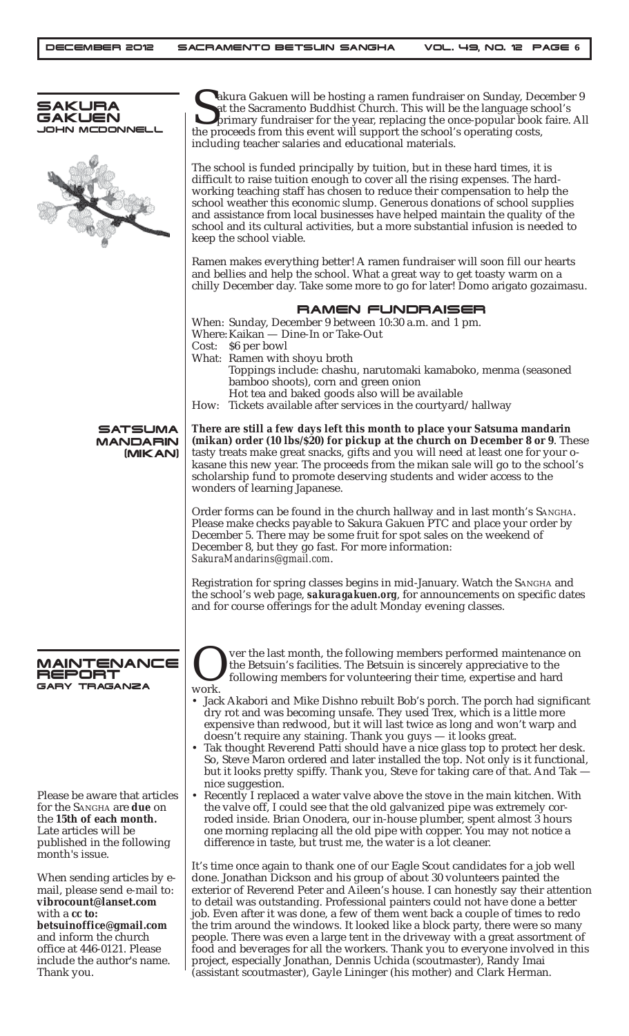## SAKURA GAKUEN

### JOHN MCDONNELL

Sakura Gakuen will be hosting a ramen fundraiser on Sunday, December 9 at the Sacramento Buddhist Church. This will be the language school's primary fundraiser for the year, replacing the once-popular book faire. All the proceeds from this event will support the school's operating costs, including teacher salaries and educational materials.

The school is funded principally by tuition, but in these hard times, it is difficult to raise tuition enough to cover all the rising expenses. The hard-working teaching staff has chosen to reduce their compensation to help the school weather this economic slump. Generous donations of school supplies and assistance from local businesses have helped maintain the quality of the school and its cultural activities, but a more substantial infusion is needed to keep the school viable.

Ramen makes everything better! A ramen fundraiser will soon fill our hearts and bellies and help the school. What a great way to get toasty warm on a chilly December day. Take some more to go for later! Domo arigato gozaimasu.

### RAMEN FUNDRAISER

When: Sunday, December 9 between 10:30 a.m. and 1 pm.
Where: Kaikan — Dine-In or Take-Out
Cost: $6 per bowl
What: Ramen with shoyu broth
Toppings include: chashu, narutomaki kamaboko, menma (seasoned bamboo shoots), corn and green onion
Hot tea and baked goods also will be available
How: Tickets available after services in the courtyard/hallway

## SATSUMA MANDARIN (MIKAN)

**There are still a few days left this month to place your Satsuma mandarin (mikan) order (10 lbs/$20) for pickup at the church on December 8 or 9**. These tasty treats make great snacks, gifts and you will need at least one for your o-kasane this new year. The proceeds from the mikan sale will go to the school's scholarship fund to promote deserving students and wider access to the wonders of learning Japanese.

Order forms can be found in the church hallway and in last month's SANGHA. Please make checks payable to Sakura Gakuen PTC and place your order by December 5. There may be some fruit for spot sales on the weekend of December 8, but they go fast. For more information: *SakuraMandarins@gmail.com*.

Registration for spring classes begins in mid-January. Watch the SANGHA and the school's web page, ***sakuragakuen.org***, for announcements on specific dates and for course offerings for the adult Monday evening classes.

## MAINTENANCE REPORT

### GARY TRAGANZA

Over the last month, the following members performed maintenance on the Betsuin's facilities. The Betsuin is sincerely appreciative to the following members for volunteering their time, expertise and hard work.

- Jack Akabori and Mike Dishno rebuilt Bob's porch. The porch had significant dry rot and was becoming unsafe. They used Trex, which is a little more expensive than redwood, but it will last twice as long and won't warp and doesn't require any staining. Thank you guys — it looks great.
- Tak thought Reverend Patti should have a nice glass top to protect her desk. So, Steve Maron ordered and later installed the top. Not only is it functional, but it looks pretty spiffy. Thank you, Steve for taking care of that. And Tak — nice suggestion.
- Recently I replaced a water valve above the stove in the main kitchen. With the valve off, I could see that the old galvanized pipe was extremely corroded inside. Brian Onodera, our in-house plumber, spent almost 3 hours one morning replacing all the old pipe with copper. You may not notice a difference in taste, but trust me, the water is a lot cleaner.

It's time once again to thank one of our Eagle Scout candidates for a job well done. Jonathan Dickson and his group of about 30 volunteers painted the exterior of Reverend Peter and Aileen's house. I can honestly say their attention to detail was outstanding. Professional painters could not have done a better job. Even after it was done, a few of them went back a couple of times to redo the trim around the windows. It looked like a block party, there were so many people. There was even a large tent in the driveway with a great assortment of food and beverages for all the workers. Thank you to everyone involved in this project, especially Jonathan, Dennis Uchida (scoutmaster), Randy Imai (assistant scoutmaster), Gayle Lininger (his mother) and Clark Herman.

Please be aware that articles for the SANGHA are **due** on the **15th of each month.** Late articles will be published in the following month's issue.

When sending articles by e-mail, please send e-mail to: **vibrocount@lanset.com** with a **cc to: betsuinoffice@gmail.com** and inform the church office at 446-0121. Please include the author's name. Thank you.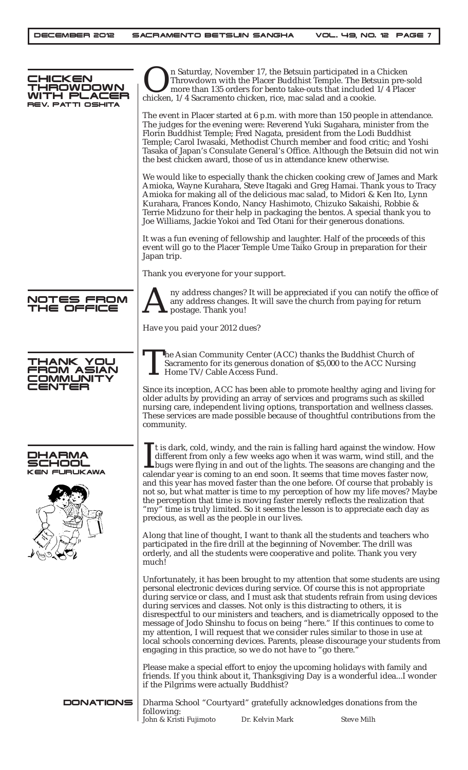## CHICKEN THROWDOWN WITH PLACER

**REV. PATTI OSHITA**

On Saturday, November 17, the Betsuin participated in a Chicken Throwdown with the Placer Buddhist Temple. The Betsuin pre-sold more than 135 orders for bento take-outs that included 1/4 Placer chicken, 1/4 Sacramento chicken, rice, mac salad and a cookie.

The event in Placer started at 6 p.m. with more than 150 people in attendance. The judges for the evening were: Reverend Yuki Sugahara, minister from the Florin Buddhist Temple; Fred Nagata, president from the Lodi Buddhist Temple; Carol Iwasaki, Methodist Church member and food critic; and Yoshi Tasaka of Japan's Consulate General's Office. Although the Betsuin did not win the best chicken award, those of us in attendance knew otherwise.

We would like to especially thank the chicken cooking crew of James and Mark Amioka, Wayne Kurahara, Steve Itagaki and Greg Hamai. Thank yous to Tracy Amioka for making all of the delicious mac salad, to Midori & Ken Ito, Lynn Kurahara, Frances Kondo, Nancy Hashimoto, Chizuko Sakaishi, Robbie & Terrie Midzuno for their help in packaging the bentos. A special thank you to Joe Williams, Jackie Yokoi and Ted Otani for their generous donations.

It was a fun evening of fellowship and laughter. Half of the proceeds of this event will go to the Placer Temple Ume Taiko Group in preparation for their Japan trip.

Thank you everyone for your support.

## NOTES FROM THE OFFICE

Any address changes? It will be appreciated if you can notify the office of any address changes. It will save the church from paying for return postage. Thank you!

Have you paid your 2012 dues?

## THANK YOU FROM ASIAN COMMUNITY CENTER

The Asian Community Center (ACC) thanks the Buddhist Church of Sacramento for its generous donation of $5,000 to the ACC Nursing Home TV/Cable Access Fund.

Since its inception, ACC has been able to promote healthy aging and living for older adults by providing an array of services and programs such as skilled nursing care, independent living options, transportation and wellness classes. These services are made possible because of thoughtful contributions from the community.

## DHARMA SCHOOL

**KEN FURUKAWA**

It is dark, cold, windy, and the rain is falling hard against the window. How different from only a few weeks ago when it was warm, wind still, and the bugs were flying in and out of the lights. The seasons are changing and the calendar year is coming to an end soon. It seems that time moves faster now, and this year has moved faster than the one before. Of course that probably is not so, but what matter is time to my perception of how my life moves? Maybe the perception that time is moving faster merely reflects the realization that "my" time is truly limited. So it seems the lesson is to appreciate each day as precious, as well as the people in our lives.

Along that line of thought, I want to thank all the students and teachers who participated in the fire drill at the beginning of November. The drill was orderly, and all the students were cooperative and polite. Thank you very much!

Unfortunately, it has been brought to my attention that some students are using personal electronic devices during service. Of course this is not appropriate during service or class, and I must ask that students refrain from using devices during services and classes. Not only is this distracting to others, it is disrespectful to our ministers and teachers, and is diametrically opposed to the message of Jodo Shinshu to focus on being "here." If this continues to come to my attention, I will request that we consider rules similar to those in use at local schools concerning devices. Parents, please discourage your students from engaging in this practice, so we do not have to "go there."

Please make a special effort to enjoy the upcoming holidays with family and friends. If you think about it, Thanksgiving Day is a wonderful idea...I wonder if the Pilgrims were actually Buddhist?

## DONATIONS

Dharma School "Courtyard" gratefully acknowledges donations from the following:

John & Kristi Fujimoto    Dr. Kelvin Mark    Steve Milh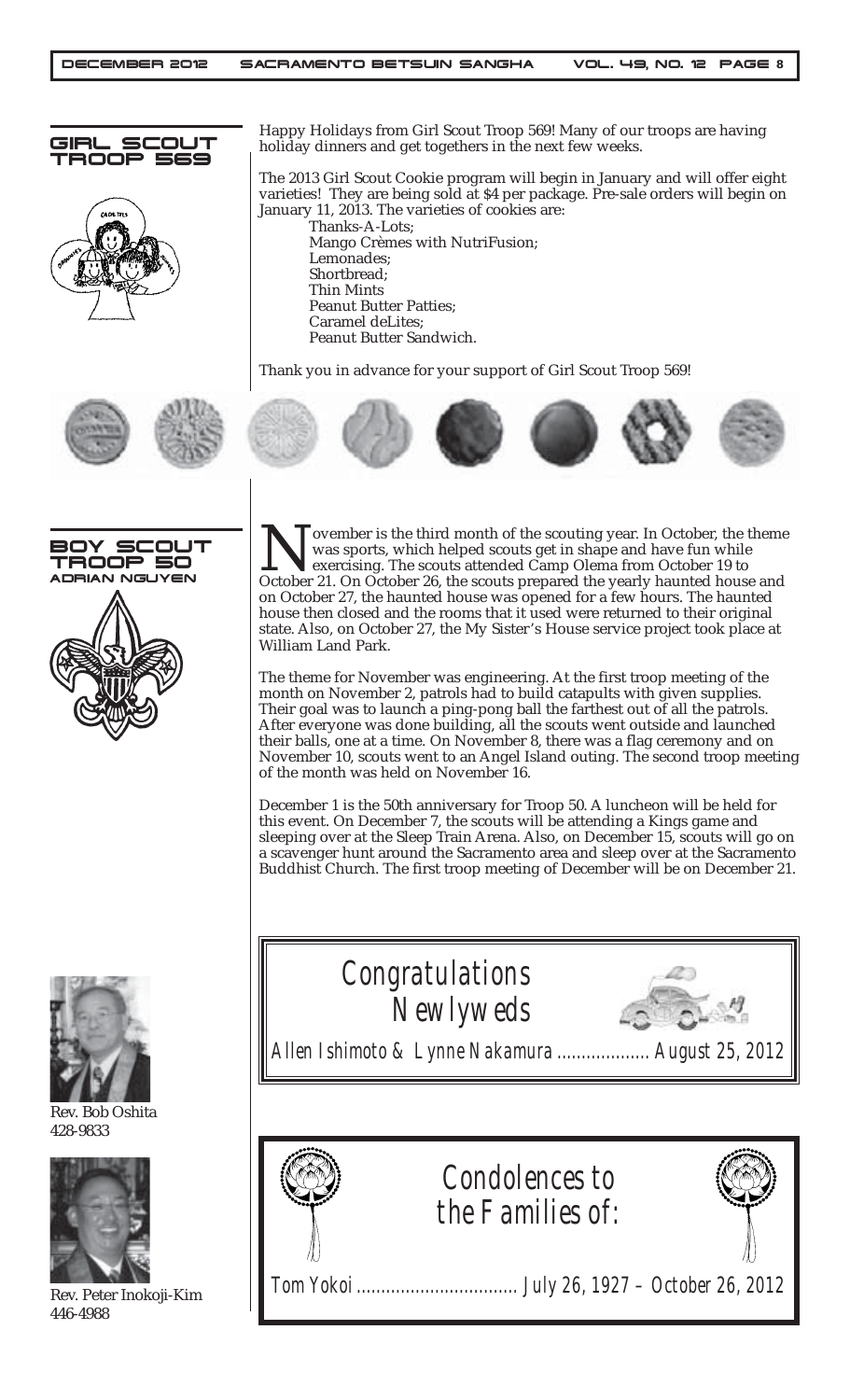## GIRL SCOUT TROOP 569

Happy Holidays from Girl Scout Troop 569! Many of our troops are having holiday dinners and get togethers in the next few weeks.

The 2013 Girl Scout Cookie program will begin in January and will offer eight varieties! They are being sold at $4 per package. Pre-sale orders will begin on January 11, 2013. The varieties of cookies are:

- Thanks-A-Lots;
- Mango Crèmes with NutriFusion;
- Lemonades;
- Shortbread;
- Thin Mints
- Peanut Butter Patties;
- Caramel deLites;
- Peanut Butter Sandwich.

Thank you in advance for your support of Girl Scout Troop 569!

## BOY SCOUT TROOP 50

### ADRIAN NGUYEN

November is the third month of the scouting year. In October, the theme was sports, which helped scouts get in shape and have fun while exercising. The scouts attended Camp Olema from October 19 to October 21. On October 26, the scouts prepared the yearly haunted house and on October 27, the haunted house was opened for a few hours. The haunted house then closed and the rooms that it used were returned to their original state. Also, on October 27, the My Sister's House service project took place at William Land Park.

The theme for November was engineering. At the first troop meeting of the month on November 2, patrols had to build catapults with given supplies. Their goal was to launch a ping-pong ball the farthest out of all the patrols. After everyone was done building, all the scouts went outside and launched their balls, one at a time. On November 8, there was a flag ceremony and on November 10, scouts went to an Angel Island outing. The second troop meeting of the month was held on November 16.

December 1 is the 50th anniversary for Troop 50. A luncheon will be held for this event. On December 7, the scouts will be attending a Kings game and sleeping over at the Sleep Train Arena. Also, on December 15, scouts will go on a scavenger hunt around the Sacramento area and sleep over at the Sacramento Buddhist Church. The first troop meeting of December will be on December 21.

## Congratulations Newlyweds

Allen Ishimoto & Lynne Nakamura .................. August 25, 2012

## Condolences to the Families of:

Tom Yokoi ................................ July 26, 1927 – October 26, 2012

Rev. Bob Oshita
428-9833

Rev. Peter Inokoji-Kim
446-4988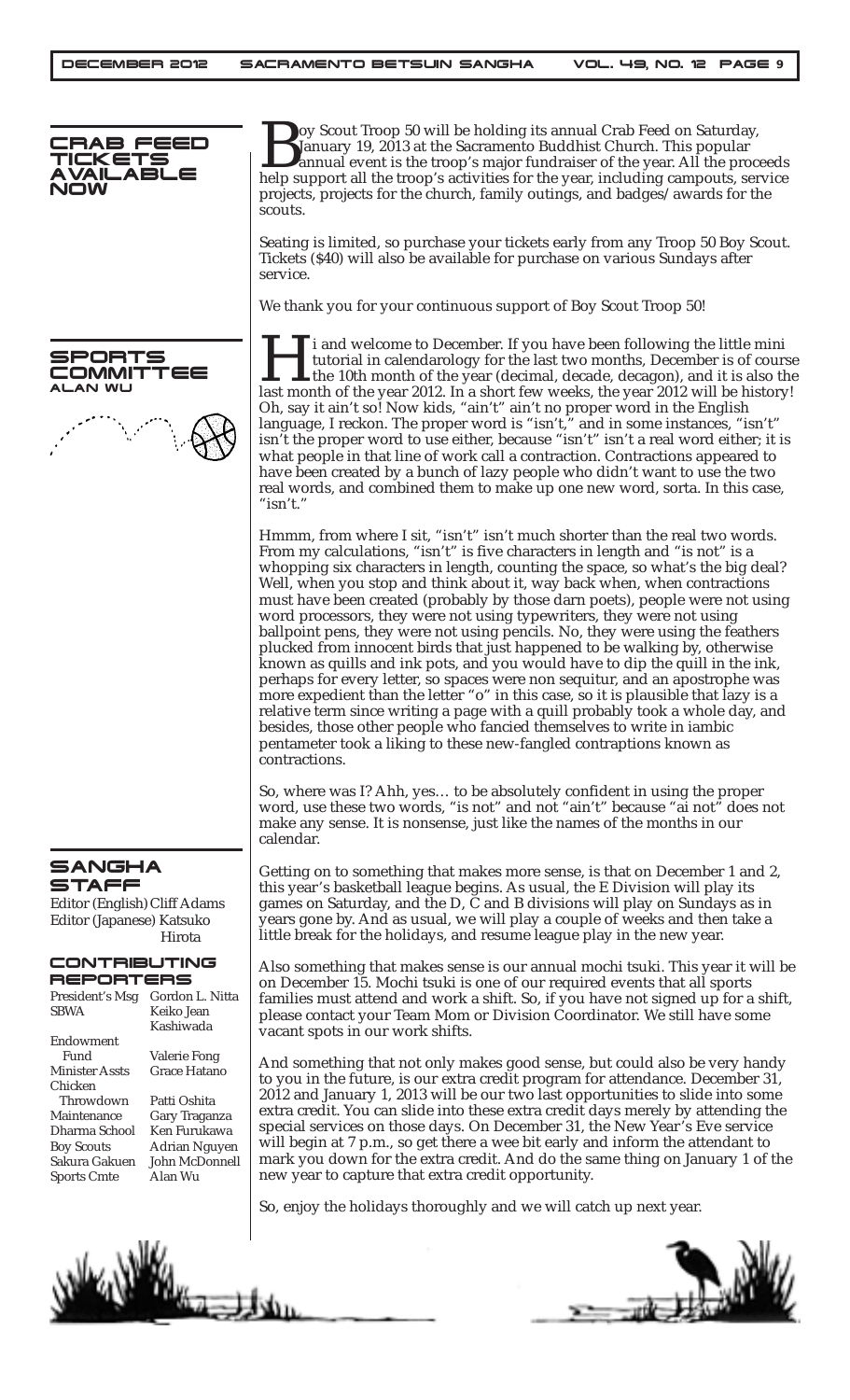## Crab Feed Tickets Available Now

Boy Scout Troop 50 will be holding its annual Crab Feed on Saturday, January 19, 2013 at the Sacramento Buddhist Church. This popular annual event is the troop's major fundraiser of the year. All the proceeds help support all the troop's activities for the year, including campouts, service projects, projects for the church, family outings, and badges/awards for the scouts.

Seating is limited, so purchase your tickets early from any Troop 50 Boy Scout. Tickets ($40) will also be available for purchase on various Sundays after service.

We thank you for your continuous support of Boy Scout Troop 50!

## Sports Committee

### Alan Wu

Hi and welcome to December. If you have been following the little mini tutorial in calendarology for the last two months, December is of course the 10th month of the year (decimal, decade, decagon), and it is also the last month of the year 2012. In a short few weeks, the year 2012 will be history! Oh, say it ain't so! Now kids, "ain't" ain't no proper word in the English language, I reckon. The proper word is "isn't," and in some instances, "isn't" isn't the proper word to use either, because "isn't" isn't a real word either; it is what people in that line of work call a contraction. Contractions appeared to have been created by a bunch of lazy people who didn't want to use the two real words, and combined them to make up one new word, sorta. In this case, "isn't."

Hmmm, from where I sit, "isn't" isn't much shorter than the real two words. From my calculations, "isn't" is five characters in length and "is not" is a whopping six characters in length, counting the space, so what's the big deal? Well, when you stop and think about it, way back when, when contractions must have been created (probably by those darn poets), people were not using word processors, they were not using typewriters, they were not using ballpoint pens, they were not using pencils. No, they were using the feathers plucked from innocent birds that just happened to be walking by, otherwise known as quills and ink pots, and you would have to dip the quill in the ink, perhaps for every letter, so spaces were non sequitur, and an apostrophe was more expedient than the letter "o" in this case, so it is plausible that lazy is a relative term since writing a page with a quill probably took a whole day, and besides, those other people who fancied themselves to write in iambic pentameter took a liking to these new-fangled contraptions known as contractions.

So, where was I? Ahh, yes… to be absolutely confident in using the proper word, use these two words, "is not" and not "ain't" because "ai not" does not make any sense. It is nonsense, just like the names of the months in our calendar.

Getting on to something that makes more sense, is that on December 1 and 2, this year's basketball league begins. As usual, the E Division will play its games on Saturday, and the D, C and B divisions will play on Sundays as in years gone by. And as usual, we will play a couple of weeks and then take a little break for the holidays, and resume league play in the new year.

Also something that makes sense is our annual mochi tsuki. This year it will be on December 15. Mochi tsuki is one of our required events that all sports families must attend and work a shift. So, if you have not signed up for a shift, please contact your Team Mom or Division Coordinator. We still have some vacant spots in our work shifts.

And something that not only makes good sense, but could also be very handy to you in the future, is our extra credit program for attendance. December 31, 2012 and January 1, 2013 will be our two last opportunities to slide into some extra credit. You can slide into these extra credit days merely by attending the special services on those days. On December 31, the New Year's Eve service will begin at 7 p.m., so get there a wee bit early and inform the attendant to mark you down for the extra credit. And do the same thing on January 1 of the new year to capture that extra credit opportunity.

So, enjoy the holidays thoroughly and we will catch up next year.

## Sangha Staff

Editor (English) Cliff Adams
Editor (Japanese) Katsuko Hirota

### Contributing Reporters

| | |
|---|---|
| President's Msg | Gordon L. Nitta |
| SBWA | Keiko Jean Kashiwada |
| Endowment Fund | Valerie Fong |
| Minister Assts | Grace Hatano |
| Chicken Throwdown | Patti Oshita |
| Maintenance | Gary Traganza |
| Dharma School | Ken Furukawa |
| Boy Scouts | Adrian Nguyen |
| Sakura Gakuen | John McDonnell |
| Sports Cmte | Alan Wu |